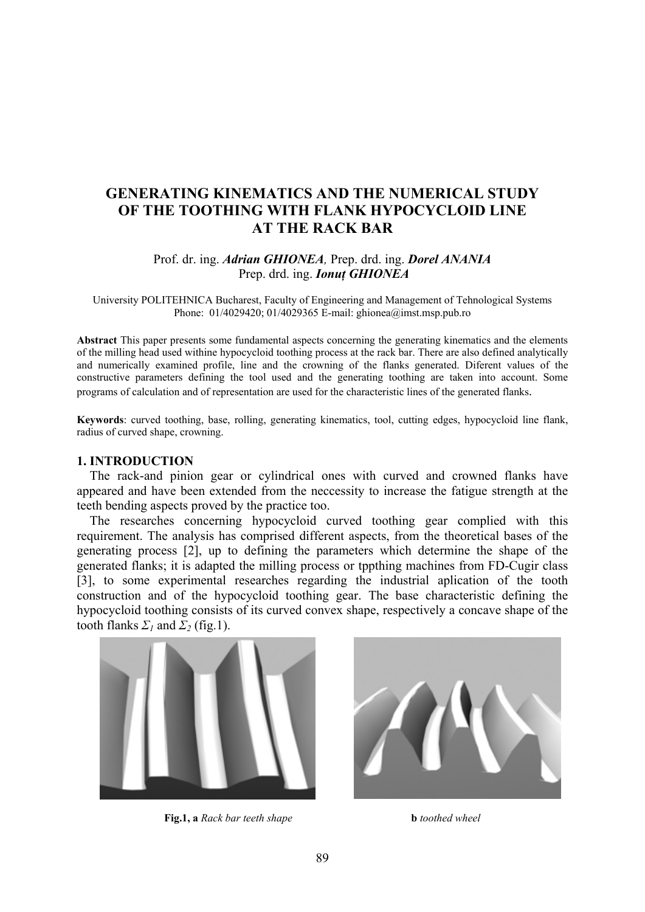# GENERATING KINEMATICS AND THE NUMERICAL STUDY OF THE TOOTHING WITH FLANK HYPOCYCLOID LINE AT THE RACK BAR

Prof. dr. ing. ***Adrian GHIONEA***, Prep. drd. ing. ***Dorel ANANIA***
Prep. drd. ing. ***Ionuț GHIONEA***

University POLITEHNICA Bucharest, Faculty of Engineering and Management of Tehnological Systems
Phone: 01/4029420; 01/4029365 E-mail: ghionea@imst.msp.pub.ro

**Abstract** This paper presents some fundamental aspects concerning the generating kinematics and the elements of the milling head used withine hypocycloid toothing process at the rack bar. There are also defined analytically and numerically examined profile, line and the crowning of the flanks generated. Diferent values of the constructive parameters defining the tool used and the generating toothing are taken into account. Some programs of calculation and of representation are used for the characteristic lines of the generated flanks.

**Keywords**: curved toothing, base, rolling, generating kinematics, tool, cutting edges, hypocycloid line flank, radius of curved shape, crowning.

## 1. INTRODUCTION

The rack-and pinion gear or cylindrical ones with curved and crowned flanks have appeared and have been extended from the neccessity to increase the fatigue strength at the teeth bending aspects proved by the practice too.

The researches concerning hypocycloid curved toothing gear complied with this requirement. The analysis has comprised different aspects, from the theoretical bases of the generating process [2], up to defining the parameters which determine the shape of the generated flanks; it is adapted the milling process or tppthing machines from FD-Cugir class [3], to some experimental researches regarding the industrial aplication of the tooth construction and of the hypocycloid toothing gear. The base characteristic defining the hypocycloid toothing consists of its curved convex shape, respectively a concave shape of the tooth flanks $\Sigma_1$ and $\Sigma_2$ (fig.1).

**Fig.1, a** *Rack bar teeth shape* **b** *toothed wheel*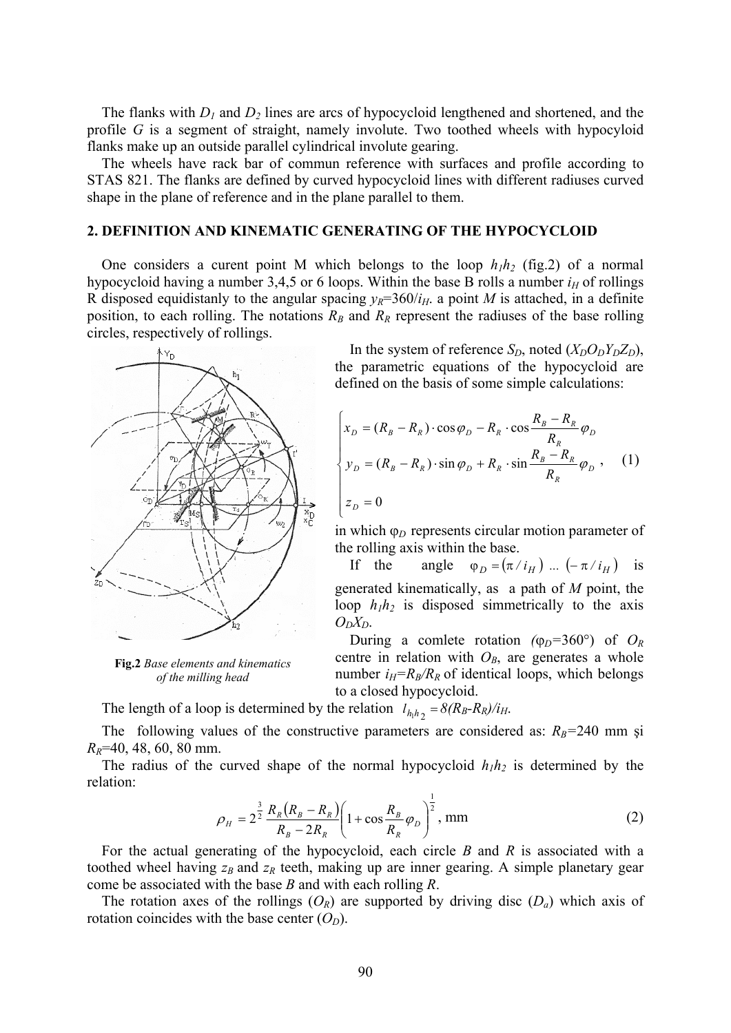The flanks with $D_1$ and $D_2$ lines are arcs of hypocycloid lengthened and shortened, and the profile *G* is a segment of straight, namely involute. Two toothed wheels with hypocycloid flanks make up an outside parallel cylindrical involute gearing.

The wheels have rack bar of commun reference with surfaces and profile according to STAS 821. The flanks are defined by curved hypocycloid lines with different radiuses curved shape in the plane of reference and in the plane parallel to them.

## 2. DEFINITION AND KINEMATIC GENERATING OF THE HYPOCYCLOID

One considers a curent point M which belongs to the loop $h_1h_2$ (fig.2) of a normal hypocycloid having a number 3,4,5 or 6 loops. Within the base B rolls a number $i_H$ of rollings R disposed equidistanly to the angular spacing $y_R$=360/$i_H$. a point *M* is attached, in a definite position, to each rolling. The notations $R_B$ and $R_R$ represent the radiuses of the base rolling circles, respectively of rollings.

In the system of reference $S_D$, noted ($X_DO_DY_DZ_D$), the parametric equations of the hypocycloid are defined on the basis of some simple calculations:

$$\begin{cases} x_D = (R_B - R_R)\cdot\cos\varphi_D - R_R\cdot\cos\dfrac{R_B - R_R}{R_R}\varphi_D \\ y_D = (R_B - R_R)\cdot\sin\varphi_D + R_R\cdot\sin\dfrac{R_B - R_R}{R_R}\varphi_D \\ z_D = 0 \end{cases}, \quad (1)$$

in which $\varphi_D$ represents circular motion parameter of the rolling axis within the base.

If the angle $\varphi_D = (\pi/i_H)\ ...\ (-\pi/i_H)$ is generated kinematically, as a path of *M* point, the loop $h_1h_2$ is disposed simmetrically to the axis $O_DX_D$.

During a comlete rotation ($\varphi_D$=360°) of $O_R$ centre in relation with $O_B$, are generates a whole number $i_H$=$R_B$/$R_R$ of identical loops, which belongs to a closed hypocycloid.

**Fig.2** *Base elements and kinematics of the milling head*

The length of a loop is determined by the relation $l_{h_1h_2} = 8(R_B - R_R)/i_H$.

The following values of the constructive parameters are considered as: $R_B$=240 mm şi $R_R$=40, 48, 60, 80 mm.

The radius of the curved shape of the normal hypocycloid $h_1h_2$ is determined by the relation:

$$\rho_H = 2^{\frac{3}{2}}\frac{R_R(R_B - R_R)}{R_B - 2R_R}\left(1 + \cos\frac{R_B}{R_R}\varphi_D\right)^{\frac{1}{2}},\ \text{mm} \quad (2)$$

For the actual generating of the hypocycloid, each circle *B* and *R* is associated with a toothed wheel having $z_B$ and $z_R$ teeth, making up are inner gearing. A simple planetary gear come be associated with the base *B* and with each rolling *R*.

The rotation axes of the rollings ($O_R$) are supported by driving disc ($D_a$) which axis of rotation coincides with the base center ($O_D$).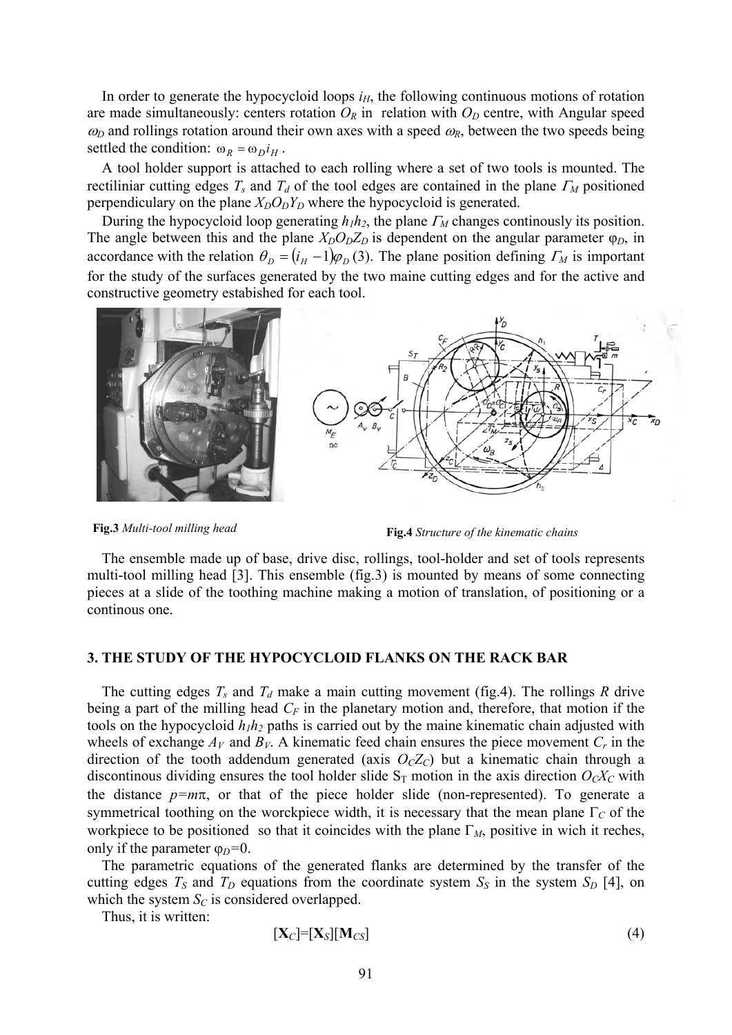In order to generate the hypocycloid loops $i_H$, the following continuous motions of rotation are made simultaneously: centers rotation $O_R$ in relation with $O_D$ centre, with Angular speed $\omega_D$ and rollings rotation around their own axes with a speed $\omega_R$, between the two speeds being settled the condition: $\omega_R = \omega_D i_H$ .

A tool holder support is attached to each rolling where a set of two tools is mounted. The rectiliniar cutting edges $T_s$ and $T_d$ of the tool edges are contained in the plane $\Gamma_M$ positioned perpendiculary on the plane $X_D O_D Y_D$ where the hypocycloid is generated.

During the hypocycloid loop generating $h_1 h_2$, the plane $\Gamma_M$ changes continously its position. The angle between this and the plane $X_D O_D Z_D$ is dependent on the angular parameter $\varphi_D$, in accordance with the relation $\theta_D = (i_H - 1)\varphi_D$ (3). The plane position defining $\Gamma_M$ is important for the study of the surfaces generated by the two maine cutting edges and for the active and constructive geometry estabished for each tool.

**Fig.3** *Multi-tool milling head*

**Fig.4** *Structure of the kinematic chains*

The ensemble made up of base, drive disc, rollings, tool-holder and set of tools represents multi-tool milling head [3]. This ensemble (fig.3) is mounted by means of some connecting pieces at a slide of the toothing machine making a motion of translation, of positioning or a continous one.

## 3. THE STUDY OF THE HYPOCYCLOID FLANKS ON THE RACK BAR

The cutting edges $T_s$ and $T_d$ make a main cutting movement (fig.4). The rollings $R$ drive being a part of the milling head $C_F$ in the planetary motion and, therefore, that motion if the tools on the hypocycloid $h_1 h_2$ paths is carried out by the maine kinematic chain adjusted with wheels of exchange $A_V$ and $B_V$. A kinematic feed chain ensures the piece movement $C_r$ in the direction of the tooth addendum generated (axis $O_C Z_C$) but a kinematic chain through a discontinous dividing ensures the tool holder slide $S_T$ motion in the axis direction $O_C X_C$ with the distance $p = m\pi$, or that of the piece holder slide (non-represented). To generate a symmetrical toothing on the worckpiece width, it is necessary that the mean plane $\Gamma_C$ of the workpiece to be positioned so that it coincides with the plane $\Gamma_M$, positive in wich it reches, only if the parameter $\varphi_D = 0$.

The parametric equations of the generated flanks are determined by the transfer of the cutting edges $T_S$ and $T_D$ equations from the coordinate system $S_S$ in the system $S_D$ [4], on which the system $S_C$ is considered overlapped.

Thus, it is written:

$$[\mathbf{X}_C] = [\mathbf{X}_S][\mathbf{M}_{CS}] \tag{4}$$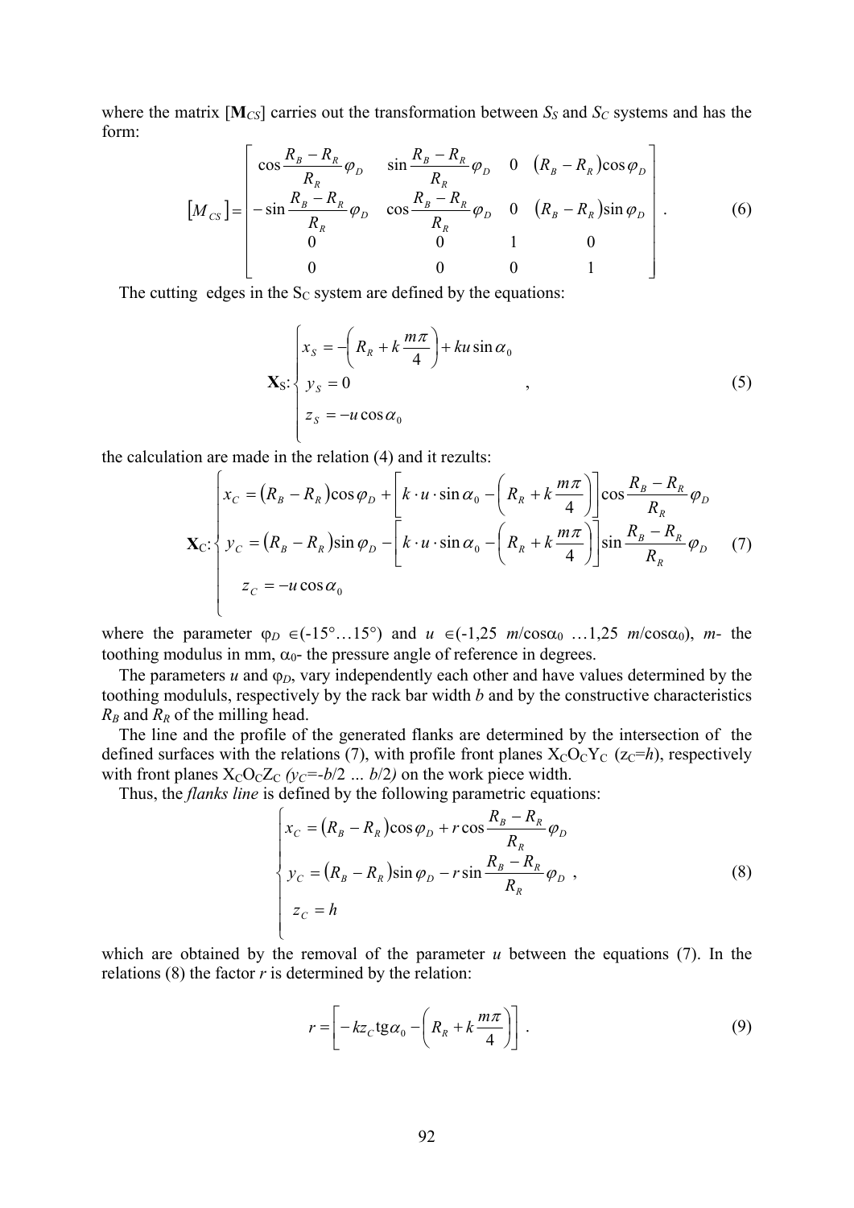where the matrix [$\mathbf{M}_{CS}$] carries out the transformation between $S_S$ and $S_C$ systems and has the form:

$$
\left[M_{CS}\right]=\begin{bmatrix}
\cos\dfrac{R_B-R_R}{R_R}\varphi_D & \sin\dfrac{R_B-R_R}{R_R}\varphi_D & 0 & \left(R_B-R_R\right)\cos\varphi_D \\
-\sin\dfrac{R_B-R_R}{R_R}\varphi_D & \cos\dfrac{R_B-R_R}{R_R}\varphi_D & 0 & \left(R_B-R_R\right)\sin\varphi_D \\
0 & 0 & 1 & 0 \\
0 & 0 & 0 & 1
\end{bmatrix}. \tag{6}
$$

The cutting edges in the $S_C$ system are defined by the equations:

$$
\mathbf{X}_S:\begin{cases}
x_S=-\left(R_R+k\dfrac{m\pi}{4}\right)+ku\sin\alpha_0 \\
y_S=0 \\
z_S=-u\cos\alpha_0
\end{cases}, \tag{5}
$$

the calculation are made in the relation (4) and it rezults:

$$
\mathbf{X}_C:\begin{cases}
x_C=\left(R_B-R_R\right)\cos\varphi_D+\left[k\cdot u\cdot\sin\alpha_0-\left(R_R+k\dfrac{m\pi}{4}\right)\right]\cos\dfrac{R_B-R_R}{R_R}\varphi_D \\
y_C=\left(R_B-R_R\right)\sin\varphi_D-\left[k\cdot u\cdot\sin\alpha_0-\left(R_R+k\dfrac{m\pi}{4}\right)\right]\sin\dfrac{R_B-R_R}{R_R}\varphi_D \\
z_C=-u\cos\alpha_0
\end{cases} \tag{7}
$$

where the parameter $\varphi_D \in(-15°\ldots15°)$ and $u \in(-1{,}25\ m/\cos\alpha_0\ \ldots1{,}25\ m/\cos\alpha_0)$, $m$- the toothing modulus in mm, $\alpha_0$- the pressure angle of reference in degrees.

The parameters $u$ and $\varphi_D$, vary independently each other and have values determined by the toothing mododululs, respectively by the rack bar width $b$ and by the constructive characteristics $R_B$ and $R_R$ of the milling head.

The line and the profile of the generated flanks are determined by the intersection of the defined surfaces with the relations (7), with profile front planes $X_CO_CY_C$ ($z_C=h$), respectively with front planes $X_CO_CZ_C$ ($y_C=-b/2\ \ldots\ b/2$) on the work piece width.

Thus, the *flanks line* is defined by the following parametric equations:

$$
\begin{cases}
x_C=\left(R_B-R_R\right)\cos\varphi_D+r\cos\dfrac{R_B-R_R}{R_R}\varphi_D \\
y_C=\left(R_B-R_R\right)\sin\varphi_D-r\sin\dfrac{R_B-R_R}{R_R}\varphi_D \\
z_C=h
\end{cases}, \tag{8}
$$

which are obtained by the removal of the parameter $u$ between the equations (7). In the relations (8) the factor $r$ is determined by the relation:

$$
r=\left[-kz_C\mathrm{tg}\alpha_0-\left(R_R+k\frac{m\pi}{4}\right)\right]. \tag{9}
$$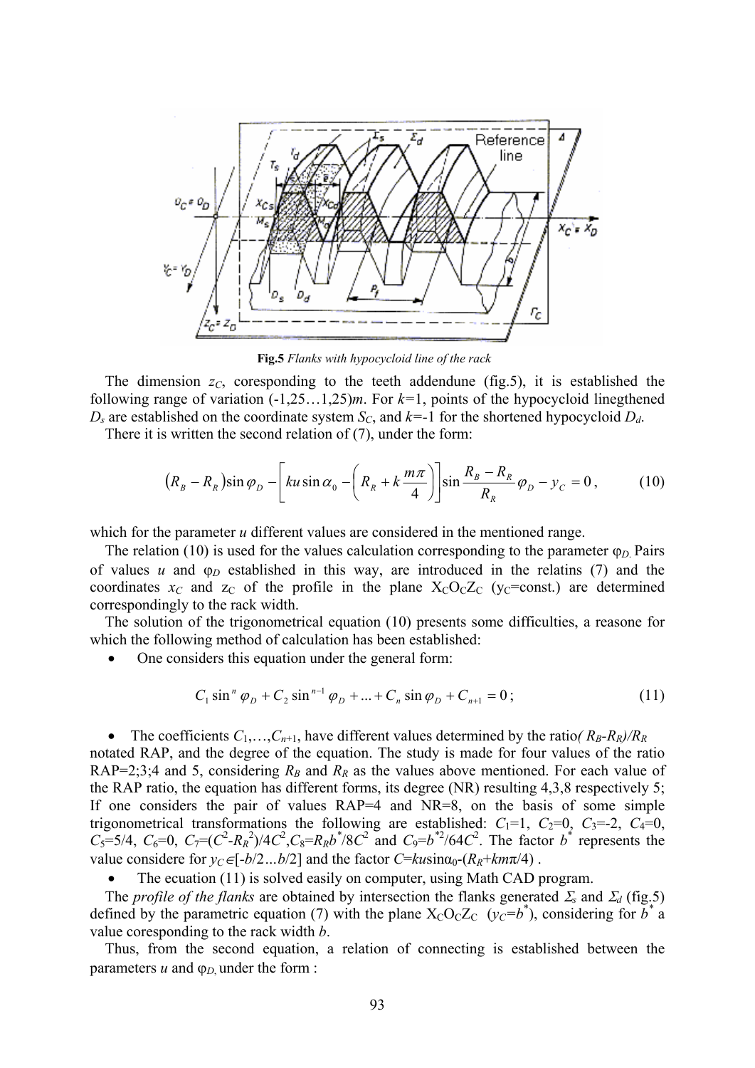Fig.5 *Flanks with hypocycloid line of the rack*

The dimension $z_C$, coresponding to the teeth addendune (fig.5), it is established the following range of variation $(-1,25\ldots1,25)m$. For $k$=1, points of the hypocycloid linegthened $D_s$ are established on the coordinate system $S_C$, and $k$=-1 for the shortened hypocycloid $D_d$.

There it is written the second relation of (7), under the form:

$$(R_B - R_R)\sin\varphi_D - \left[ku\sin\alpha_0 - \left(R_R + k\frac{m\pi}{4}\right)\right]\sin\frac{R_B - R_R}{R_R}\varphi_D - y_C = 0\,, \tag{10}$$

which for the parameter $u$ different values are considered in the mentioned range.

The relation (10) is used for the values calculation corresponding to the parameter $\varphi_D$. Pairs of values $u$ and $\varphi_D$ established in this way, are introduced in the relatins (7) and the coordinates $x_C$ and $z_C$ of the profile in the plane $X_CO_CZ_C$ ($y_C$=const.) are determined correspondingly to the rack width.

The solution of the trigonometrical equation (10) presents some difficulties, a reasone for which the following method of calculation has been established:

- One considers this equation under the general form:

$$C_1\sin^n\varphi_D + C_2\sin^{n-1}\varphi_D + \ldots + C_n\sin\varphi_D + C_{n+1} = 0\,; \tag{11}$$

- The coefficients $C_1,\ldots,C_{n+1}$, have different values determined by the ratio $(R_B\text{-}R_R)/R_R$ notated RAP, and the degree of the equation. The study is made for four values of the ratio RAP=2;3;4 and 5, considering $R_B$ and $R_R$ as the values above mentioned. For each value of the RAP ratio, the equation has different forms, its degree (NR) resulting 4,3,8 respectively 5; If one considers the pair of values RAP=4 and NR=8, on the basis of some simple trigonometrical transformations the following are established: $C_1$=1, $C_2$=0, $C_3$=-2, $C_4$=0, $C_5$=5/4, $C_6$=0, $C_7=(C^2\text{-}R_R^2)/4C^2$, $C_8=R_Rb^*/8C^2$ and $C_9=b^{*2}/64C^2$. The factor $b^*$ represents the value considere for $y_C\in[-b/2\ldots b/2]$ and the factor $C=ku\sin\alpha_0\text{-}(R_R+km\pi/4)$ .
- The ecuation (11) is solved easily on computer, using Math CAD program.

The *profile of the flanks* are obtained by intersection the flanks generated $\Sigma_s$ and $\Sigma_d$ (fig.5) defined by the parametric equation (7) with the plane $X_CO_CZ_C$ ($y_C=b^*$), considering for $b^*$ a value coresponding to the rack width $b$.

Thus, from the second equation, a relation of connecting is established between the parameters $u$ and $\varphi_D$, under the form :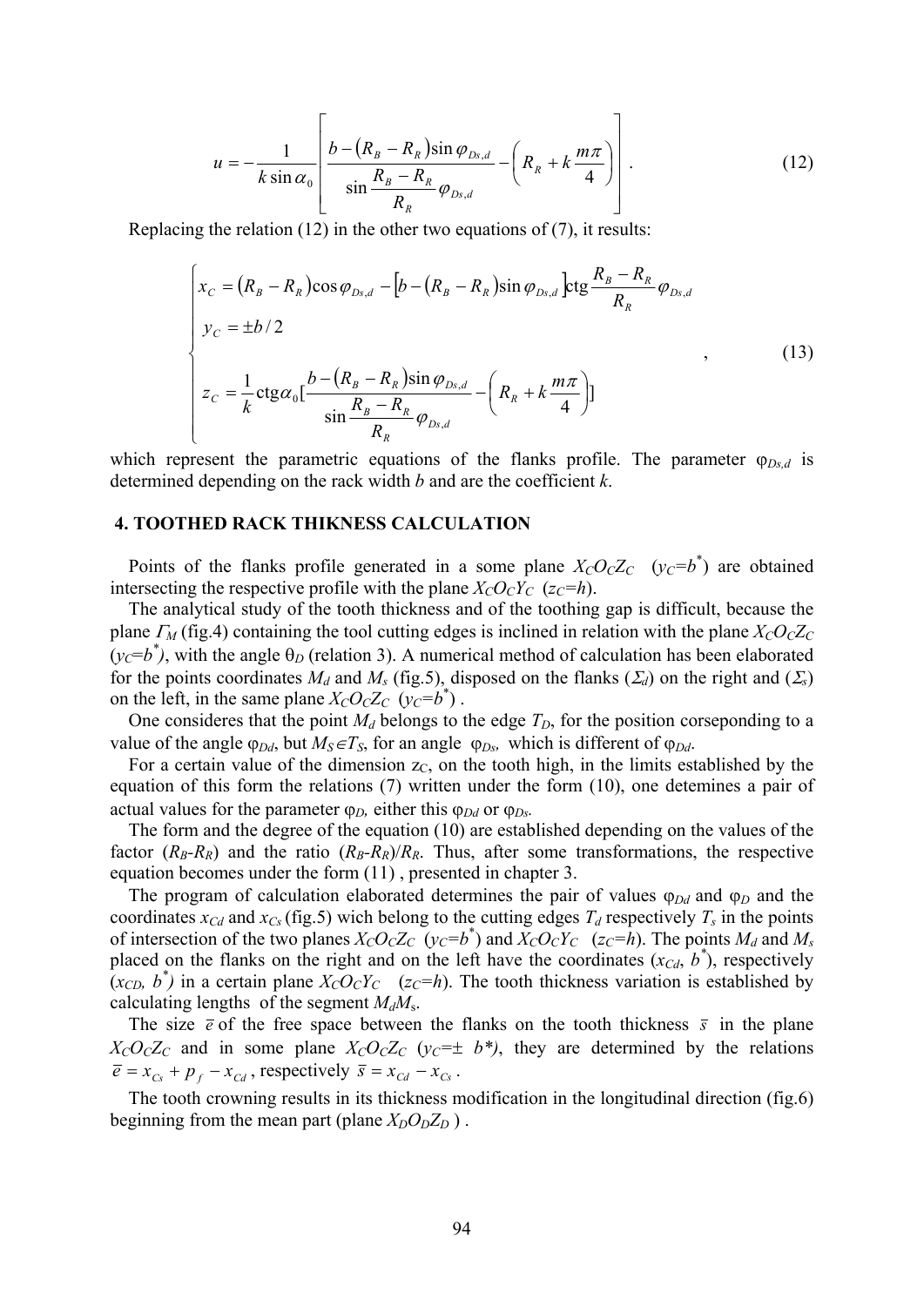$$u = -\frac{1}{k\sin\alpha_0}\left[\frac{b-(R_B-R_R)\sin\varphi_{Ds,d}}{\sin\dfrac{R_B-R_R}{R_R}\varphi_{Ds,d}} - \left(R_R + k\frac{m\pi}{4}\right)\right]. \tag{12}$$

Replacing the relation (12) in the other two equations of (7), it results:

$$\begin{cases} x_C = (R_B - R_R)\cos\varphi_{Ds,d} - \left[b-(R_B-R_R)\sin\varphi_{Ds,d}\right]\mathrm{ctg}\dfrac{R_B-R_R}{R_R}\varphi_{Ds,d} \\ y_C = \pm b/2 \\ z_C = \dfrac{1}{k}\mathrm{ctg}\alpha_0\left[\dfrac{b-(R_B-R_R)\sin\varphi_{Ds,d}}{\sin\dfrac{R_B-R_R}{R_R}\varphi_{Ds,d}} - \left(R_R + k\dfrac{m\pi}{4}\right)\right] \end{cases}, \tag{13}$$

which represent the parametric equations of the flanks profile. The parameter $\varphi_{Ds,d}$ is determined depending on the rack width $b$ and are the coefficient $k$.

## 4. TOOTHED RACK THIKNESS CALCULATION

Points of the flanks profile generated in a some plane $X_CO_CZ_C$ $(y_C=b^*)$ are obtained intersecting the respective profile with the plane $X_CO_CY_C$ $(z_C=h)$.

The analytical study of the tooth thickness and of the toothing gap is difficult, because the plane $\Gamma_M$ (fig.4) containing the tool cutting edges is inclined in relation with the plane $X_CO_CZ_C$ $(y_C=b^*)$, with the angle $\theta_D$ (relation 3). A numerical method of calculation has been elaborated for the points coordinates $M_d$ and $M_s$ (fig.5), disposed on the flanks $(\Sigma_d)$ on the right and $(\Sigma_s)$ on the left, in the same plane $X_CO_CZ_C$ $(y_C=b^*)$ .

One consideres that the point $M_d$ belongs to the edge $T_D$, for the position corseponding to a value of the angle $\varphi_{Dd}$, but $M_S \in T_S$, for an angle $\varphi_{Ds}$, which is different of $\varphi_{Dd}$.

For a certain value of the dimension $z_C$, on the tooth high, in the limits established by the equation of this form the relations (7) written under the form (10), one detemines a pair of actual values for the parameter $\varphi_D$, either this $\varphi_{Dd}$ or $\varphi_{Ds}$.

The form and the degree of the equation (10) are established depending on the values of the factor $(R_B-R_R)$ and the ratio $(R_B-R_R)/R_R$. Thus, after some transformations, the respective equation becomes under the form (11) , presented in chapter 3.

The program of calculation elaborated determines the pair of values $\varphi_{Dd}$ and $\varphi_D$ and the coordinates $x_{Cd}$ and $x_{Cs}$ (fig.5) wich belong to the cutting edges $T_d$ respectively $T_s$ in the points of intersection of the two planes $X_CO_CZ_C$ $(y_C=b^*)$ and $X_CO_CY_C$ $(z_C=h)$. The points $M_d$ and $M_s$ placed on the flanks on the right and on the left have the coordinates $(x_{Cd}, b^*)$, respectively $(x_{CD}, b^*)$ in a certain plane $X_CO_CY_C$ $(z_C=h)$. The tooth thickness variation is established by calculating lengths of the segment $M_dM_s$.

The size $\bar{e}$ of the free space between the flanks on the tooth thickness $\bar{s}$ in the plane $X_CO_CZ_C$ and in some plane $X_CO_CZ_C$ $(y_C=\pm\ b^*)$, they are determined by the relations $\bar{e} = x_{Cs} + p_f - x_{Cd}$, respectively $\bar{s} = x_{Cd} - x_{Cs}$.

The tooth crowning results in its thickness modification in the longitudinal direction (fig.6) beginning from the mean part (plane $X_DO_DZ_D$ ) .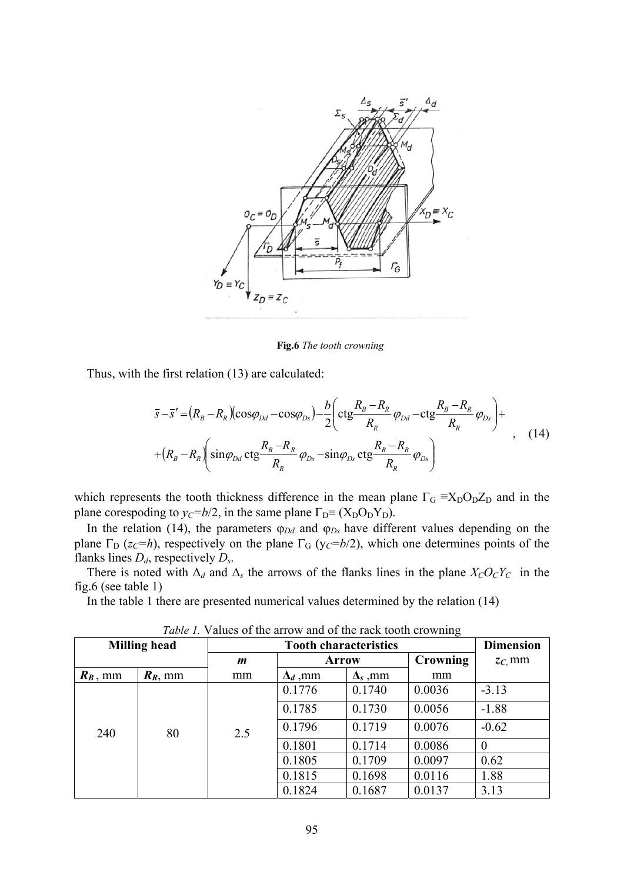Fig.6 *The tooth crowning*

Thus, with the first relation (13) are calculated:

$$\bar{s}-\bar{s}'=\left(R_B-R_R\right)\left(\cos\varphi_{Dd}-\cos\varphi_{Ds}\right)-\frac{b}{2}\left(\operatorname{ctg}\frac{R_B-R_R}{R_R}\varphi_{Dd}-\operatorname{ctg}\frac{R_B-R_R}{R_R}\varphi_{Ds}\right)+$$
$$+\left(R_B-R_R\right)\left(\sin\varphi_{Dd}\operatorname{ctg}\frac{R_B-R_R}{R_R}\varphi_{Ds}-\sin\varphi_{Ds}\operatorname{ctg}\frac{R_B-R_R}{R_R}\varphi_{Ds}\right) \quad (14)$$

which represents the tooth thickness difference in the mean plane $\Gamma_G \equiv X_DO_DZ_D$ and in the plane corespoding to $y_C=b/2$, in the same plane $\Gamma_D \equiv (X_DO_DY_D)$.

In the relation (14), the parameters $\varphi_{Dd}$ and $\varphi_{Ds}$ have different values depending on the plane $\Gamma_D$ ($z_C=h$), respectively on the plane $\Gamma_G$ ($y_C=b/2$), which one determines points of the flanks lines $D_d$, respectively $D_s$.

There is noted with $\Delta_d$ and $\Delta_s$ the arrows of the flanks lines in the plane $X_CO_CY_C$ in the fig.6 (see table 1)

In the table 1 there are presented numerical values determined by the relation (14)

*Table 1.* Values of the arrow and of the rack tooth crowning

| Milling head | | Tooth characteristics | | | | Dimension |
|---|---|---|---|---|---|---|
| | | $m$ | Arrow | | Crowning | $z_C$, mm |
| $R_B$, mm | $R_R$, mm | mm | $\Delta_d$, mm | $\Delta_s$, mm | mm | |
| 240 | 80 | 2.5 | 0.1776 | 0.1740 | 0.0036 | -3.13 |
| | | | 0.1785 | 0.1730 | 0.0056 | -1.88 |
| | | | 0.1796 | 0.1719 | 0.0076 | -0.62 |
| | | | 0.1801 | 0.1714 | 0.0086 | 0 |
| | | | 0.1805 | 0.1709 | 0.0097 | 0.62 |
| | | | 0.1815 | 0.1698 | 0.0116 | 1.88 |
| | | | 0.1824 | 0.1687 | 0.0137 | 3.13 |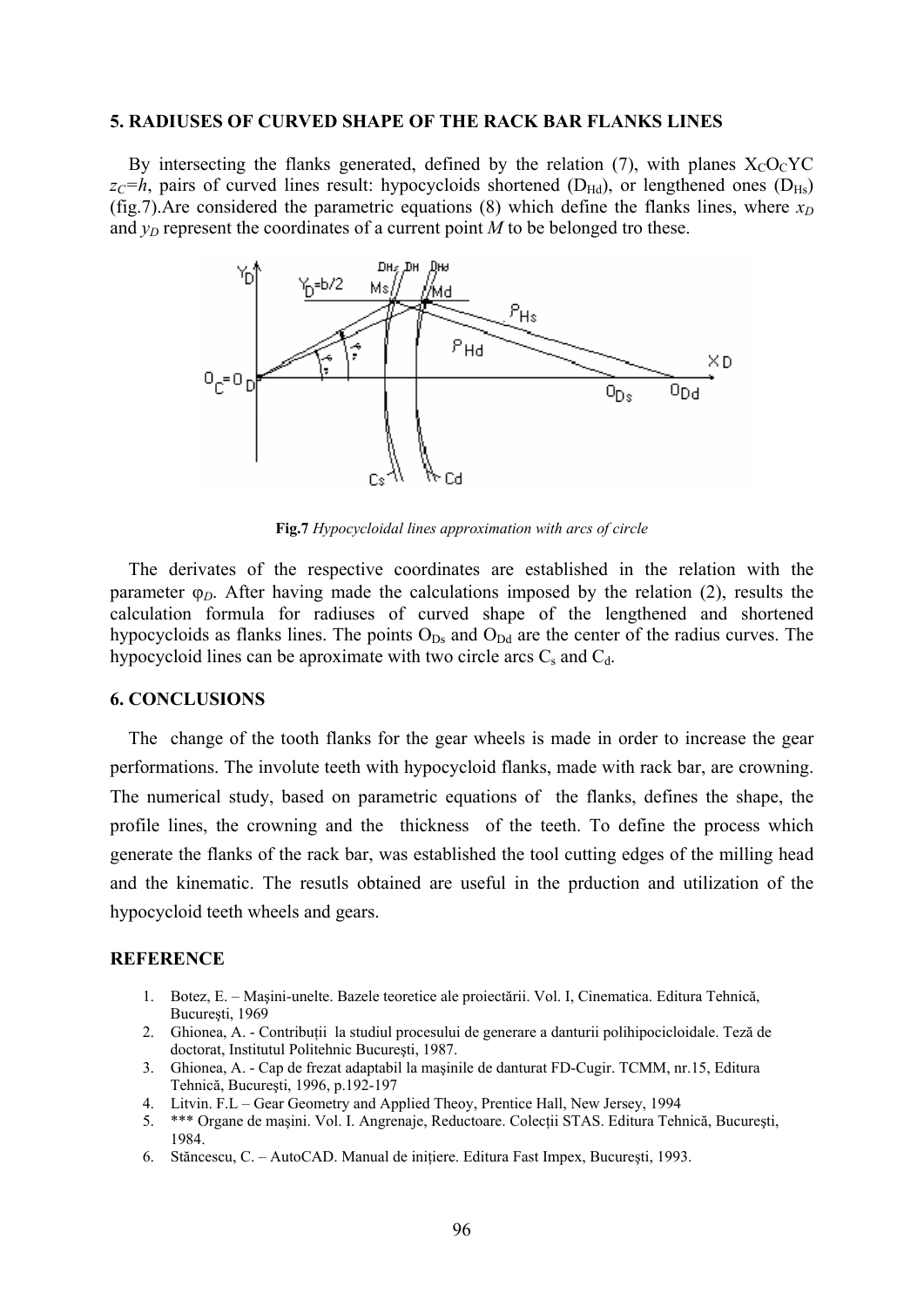## 5. RADIUSES OF CURVED SHAPE OF THE RACK BAR FLANKS LINES

By intersecting the flanks generated, defined by the relation (7), with planes $X_CO_CYC$ $z_C=h$, pairs of curved lines result: hypocycloids shortened ($D_{Hd}$), or lengthened ones ($D_{Hs}$) (fig.7).Are considered the parametric equations (8) which define the flanks lines, where $x_D$ and $y_D$ represent the coordinates of a current point $M$ to be belonged tro these.

$Y_D$

$Y_D=b/2$

$D_{Hs}$ $D_H$ $D_{Hd}$

$M_s$ $M_d$

$\rho_{Hs}$

$\rho_{Hd}$

$O_C=O_D$

$X_D$

$O_{Ds}$ $O_{Dd}$

$C_s$ $C_d$

**Fig.7** *Hypocycloidal lines approximation with arcs of circle*

The derivates of the respective coordinates are established in the relation with the parameter $\varphi_D$. After having made the calculations imposed by the relation (2), results the calculation formula for radiuses of curved shape of the lengthened and shortened hypocycloids as flanks lines. The points $O_{Ds}$ and $O_{Dd}$ are the center of the radius curves. The hypocycloid lines can be aproximate with two circle arcs $C_s$ and $C_d$.

## 6. CONCLUSIONS

The change of the tooth flanks for the gear wheels is made in order to increase the gear performations. The involute teeth with hypocycloid flanks, made with rack bar, are crowning. The numerical study, based on parametric equations of the flanks, defines the shape, the profile lines, the crowning and the thickness of the teeth. To define the process which generate the flanks of the rack bar, was established the tool cutting edges of the milling head and the kinematic. The resutls obtained are useful in the prduction and utilization of the hypocycloid teeth wheels and gears.

## REFERENCE

1. Botez, E. – Maşini-unelte. Bazele teoretice ale proiectării. Vol. I, Cinematica. Editura Tehnică, Bucureşti, 1969
2. Ghionea, A. - Contribuții la studiul procesului de generare a danturii polihipocicloidale. Teză de doctorat, Institutul Politehnic Bucureşti, 1987.
3. Ghionea, A. - Cap de frezat adaptabil la maşinile de danturat FD-Cugir. TCMM, nr.15, Editura Tehnică, Bucureşti, 1996, p.192-197
4. Litvin. F.L – Gear Geometry and Applied Theoy, Prentice Hall, New Jersey, 1994
5. *** Organe de maşini. Vol. I. Angrenaje, Reductoare. Colecții STAS. Editura Tehnică, Bucureşti, 1984.
6. Stăncescu, C. – AutoCAD. Manual de inițiere. Editura Fast Impex, Bucureşti, 1993.